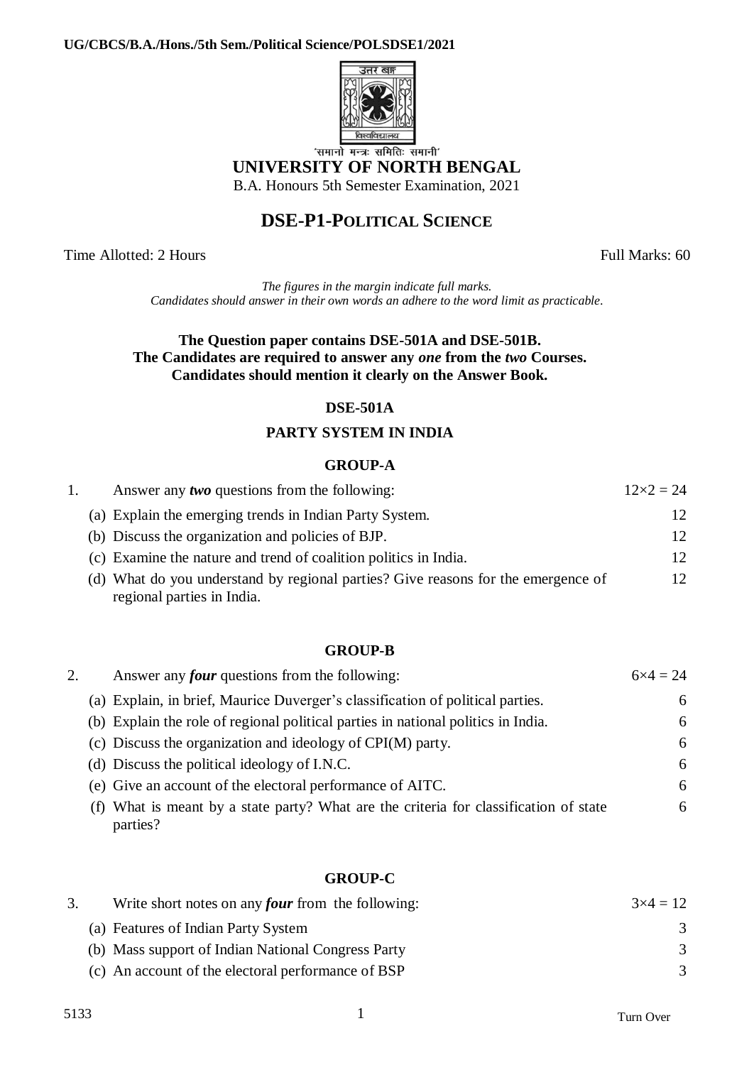UG/CBCS/B.A./Hons./5th Sem./Political Science/POLSDSE1/2021

'समानो मन्त्रः समितिः समानी'

# UNIVERSITY OF NORTH BENGAL

B.A. Honours 5th Semester Examination, 2021

## DSE-P1-POLITICAL SCIENCE

Time Allotted: 2 Hours — Full Marks: 60

*The figures in the margin indicate full marks.*
*Candidates should answer in their own words an adhere to the word limit as practicable.*

**The Question paper contains DSE-501A and DSE-501B.**
**The Candidates are required to answer any *one* from the *two* Courses.**
**Candidates should mention it clearly on the Answer Book.**

### DSE-501A

### PARTY SYSTEM IN INDIA

#### GROUP-A

1. Answer any ***two*** questions from the following: $12\times2 = 24$

   (a) Explain the emerging trends in Indian Party System. 12

   (b) Discuss the organization and policies of BJP. 12

   (c) Examine the nature and trend of coalition politics in India. 12

   (d) What do you understand by regional parties? Give reasons for the emergence of regional parties in India. 12

#### GROUP-B

2. Answer any ***four*** questions from the following: $6\times4 = 24$

   (a) Explain, in brief, Maurice Duverger's classification of political parties. 6

   (b) Explain the role of regional political parties in national politics in India. 6

   (c) Discuss the organization and ideology of CPI(M) party. 6

   (d) Discuss the political ideology of I.N.C. 6

   (e) Give an account of the electoral performance of AITC. 6

   (f) What is meant by a state party? What are the criteria for classification of state parties? 6

#### GROUP-C

3. Write short notes on any ***four*** from the following: $3\times4 = 12$

   (a) Features of Indian Party System 3

   (b) Mass support of Indian National Congress Party 3

   (c) An account of the electoral performance of BSP 3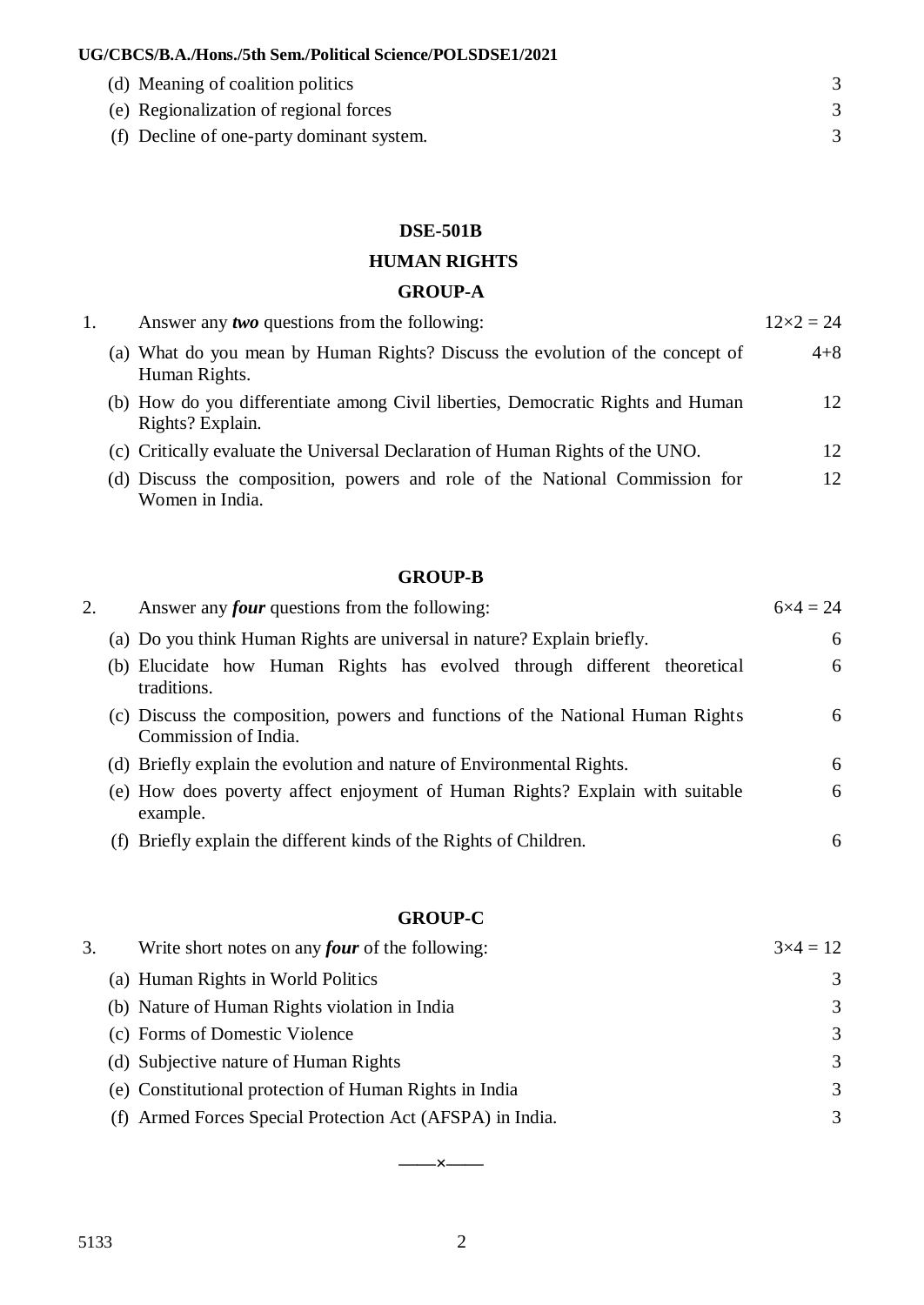(d) Meaning of coalition politics 3

(e) Regionalization of regional forces 3

(f) Decline of one-party dominant system. 3

## DSE-501B

## HUMAN RIGHTS

### GROUP-A

1. Answer any ***two*** questions from the following: $12\times2 = 24$

(a) What do you mean by Human Rights? Discuss the evolution of the concept of Human Rights. 4+8

(b) How do you differentiate among Civil liberties, Democratic Rights and Human Rights? Explain. 12

(c) Critically evaluate the Universal Declaration of Human Rights of the UNO. 12

(d) Discuss the composition, powers and role of the National Commission for Women in India. 12

### GROUP-B

2. Answer any ***four*** questions from the following: $6\times4 = 24$

(a) Do you think Human Rights are universal in nature? Explain briefly. 6

(b) Elucidate how Human Rights has evolved through different theoretical traditions. 6

(c) Discuss the composition, powers and functions of the National Human Rights Commission of India. 6

(d) Briefly explain the evolution and nature of Environmental Rights. 6

(e) How does poverty affect enjoyment of Human Rights? Explain with suitable example. 6

(f) Briefly explain the different kinds of the Rights of Children. 6

### GROUP-C

3. Write short notes on any ***four*** of the following: $3\times4 = 12$

(a) Human Rights in World Politics 3

(b) Nature of Human Rights violation in India 3

(c) Forms of Domestic Violence 3

(d) Subjective nature of Human Rights 3

(e) Constitutional protection of Human Rights in India 3

(f) Armed Forces Special Protection Act (AFSPA) in India. 3

——×——